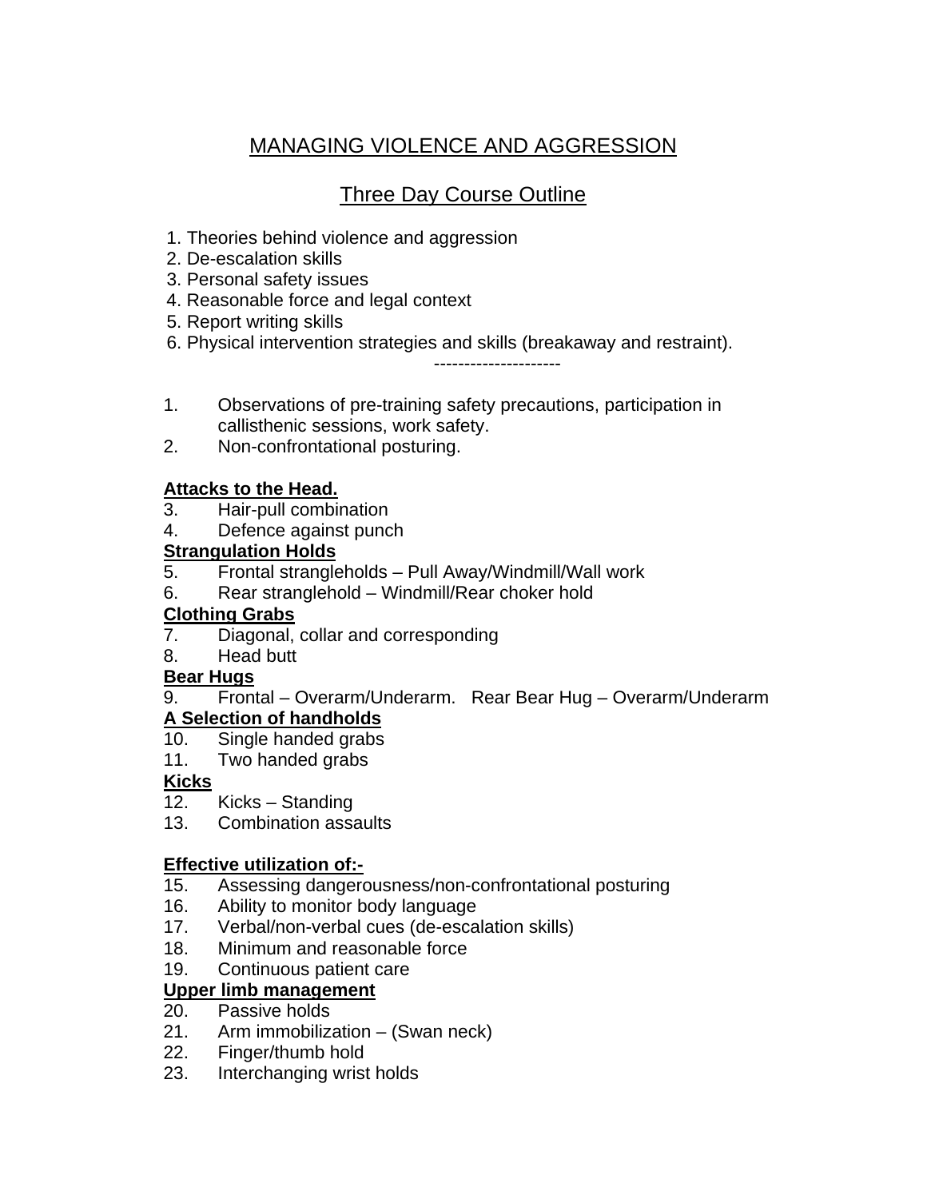# MANAGING VIOLENCE AND AGGRESSION

## Three Day Course Outline

1. Theories behind violence and aggression
2. De-escalation skills
3. Personal safety issues
4. Reasonable force and legal context
5. Report writing skills
6. Physical intervention strategies and skills (breakaway and restraint).

---------------------

1. Observations of pre-training safety precautions, participation in callisthenic sessions, work safety.
2. Non-confrontational posturing.

**Attacks to the Head.**

3. Hair-pull combination
4. Defence against punch

**Strangulation Holds**

5. Frontal strangleholds – Pull Away/Windmill/Wall work
6. Rear stranglehold – Windmill/Rear choker hold

**Clothing Grabs**

7. Diagonal, collar and corresponding
8. Head butt

**Bear Hugs**

9. Frontal – Overarm/Underarm. Rear Bear Hug – Overarm/Underarm

**A Selection of handholds**

10. Single handed grabs
11. Two handed grabs

**Kicks**

12. Kicks – Standing
13. Combination assaults

**Effective utilization of:-**

15. Assessing dangerousness/non-confrontational posturing
16. Ability to monitor body language
17. Verbal/non-verbal cues (de-escalation skills)
18. Minimum and reasonable force
19. Continuous patient care

**Upper limb management**

20. Passive holds
21. Arm immobilization – (Swan neck)
22. Finger/thumb hold
23. Interchanging wrist holds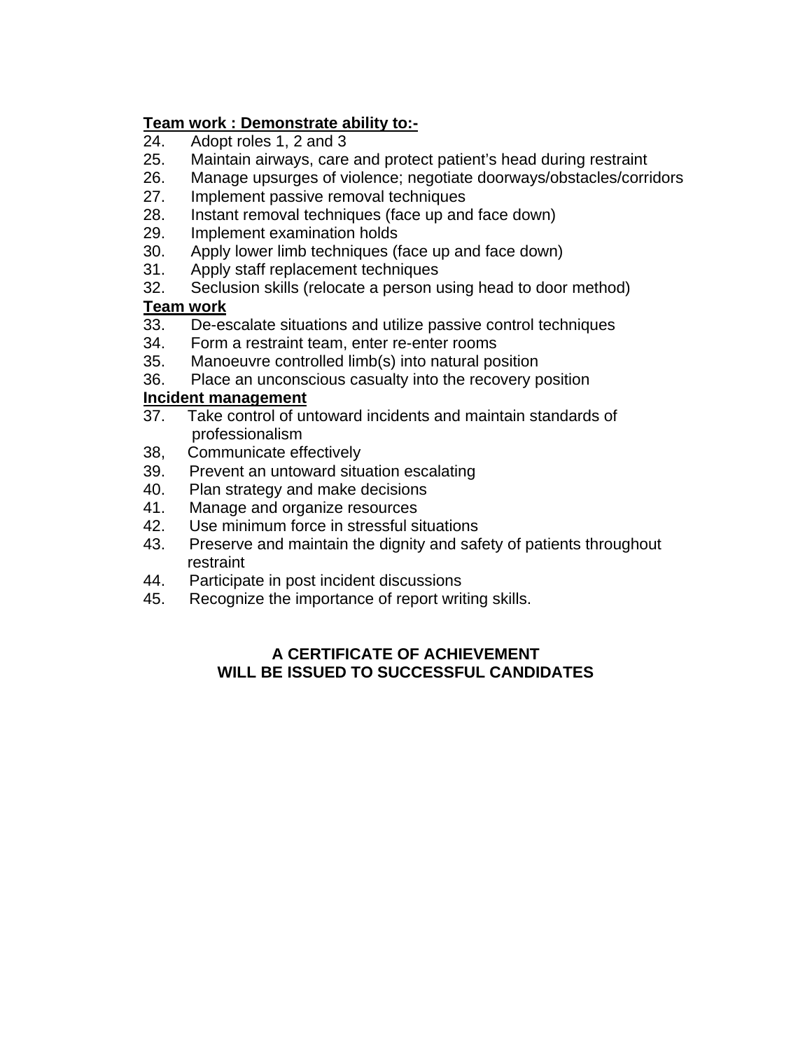**Team work : Demonstrate ability to:-**

24. Adopt roles 1, 2 and 3
25. Maintain airways, care and protect patient's head during restraint
26. Manage upsurges of violence; negotiate doorways/obstacles/corridors
27. Implement passive removal techniques
28. Instant removal techniques (face up and face down)
29. Implement examination holds
30. Apply lower limb techniques (face up and face down)
31. Apply staff replacement techniques
32. Seclusion skills (relocate a person using head to door method)

**Team work**

33. De-escalate situations and utilize passive control techniques
34. Form a restraint team, enter re-enter rooms
35. Manoeuvre controlled limb(s) into natural position
36. Place an unconscious casualty into the recovery position

**Incident management**

37. Take control of untoward incidents and maintain standards of professionalism
38, Communicate effectively
39. Prevent an untoward situation escalating
40. Plan strategy and make decisions
41. Manage and organize resources
42. Use minimum force in stressful situations
43. Preserve and maintain the dignity and safety of patients throughout restraint
44. Participate in post incident discussions
45. Recognize the importance of report writing skills.

**A CERTIFICATE OF ACHIEVEMENT**
**WILL BE ISSUED TO SUCCESSFUL CANDIDATES**